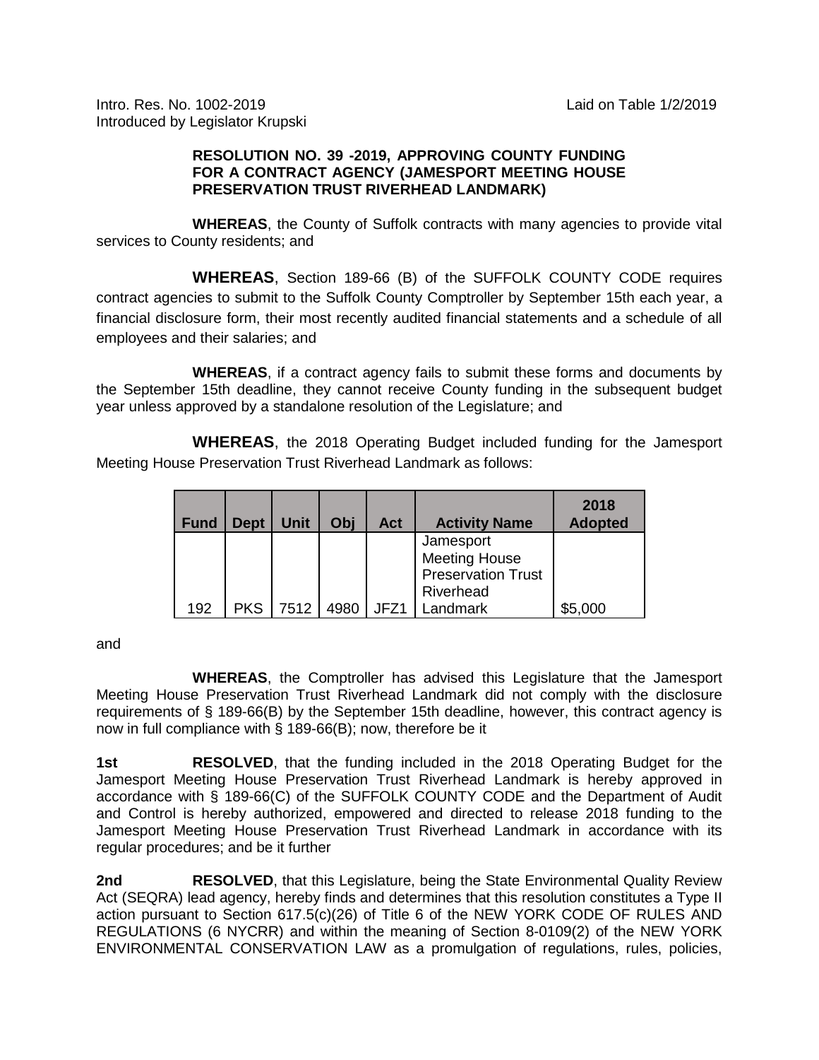Intro. Res. No. 1002-2019 Laid on Table 1/2/2019
Introduced by Legislator Krupski

**RESOLUTION NO. 39 -2019, APPROVING COUNTY FUNDING FOR A CONTRACT AGENCY (JAMESPORT MEETING HOUSE PRESERVATION TRUST RIVERHEAD LANDMARK)**

**WHEREAS**, the County of Suffolk contracts with many agencies to provide vital services to County residents; and

**WHEREAS**, Section 189-66 (B) of the SUFFOLK COUNTY CODE requires contract agencies to submit to the Suffolk County Comptroller by September 15th each year, a financial disclosure form, their most recently audited financial statements and a schedule of all employees and their salaries; and

**WHEREAS**, if a contract agency fails to submit these forms and documents by the September 15th deadline, they cannot receive County funding in the subsequent budget year unless approved by a standalone resolution of the Legislature; and

**WHEREAS**, the 2018 Operating Budget included funding for the Jamesport Meeting House Preservation Trust Riverhead Landmark as follows:

| Fund | Dept | Unit | Obj | Act | Activity Name | 2018 Adopted |
|---|---|---|---|---|---|---|
| 192 | PKS | 7512 | 4980 | JFZ1 | Jamesport Meeting House Preservation Trust Riverhead Landmark | $5,000 |

and

**WHEREAS**, the Comptroller has advised this Legislature that the Jamesport Meeting House Preservation Trust Riverhead Landmark did not comply with the disclosure requirements of § 189-66(B) by the September 15th deadline, however, this contract agency is now in full compliance with § 189-66(B); now, therefore be it

**1st** **RESOLVED**, that the funding included in the 2018 Operating Budget for the Jamesport Meeting House Preservation Trust Riverhead Landmark is hereby approved in accordance with § 189-66(C) of the SUFFOLK COUNTY CODE and the Department of Audit and Control is hereby authorized, empowered and directed to release 2018 funding to the Jamesport Meeting House Preservation Trust Riverhead Landmark in accordance with its regular procedures; and be it further

**2nd** **RESOLVED**, that this Legislature, being the State Environmental Quality Review Act (SEQRA) lead agency, hereby finds and determines that this resolution constitutes a Type II action pursuant to Section 617.5(c)(26) of Title 6 of the NEW YORK CODE OF RULES AND REGULATIONS (6 NYCRR) and within the meaning of Section 8-0109(2) of the NEW YORK ENVIRONMENTAL CONSERVATION LAW as a promulgation of regulations, rules, policies,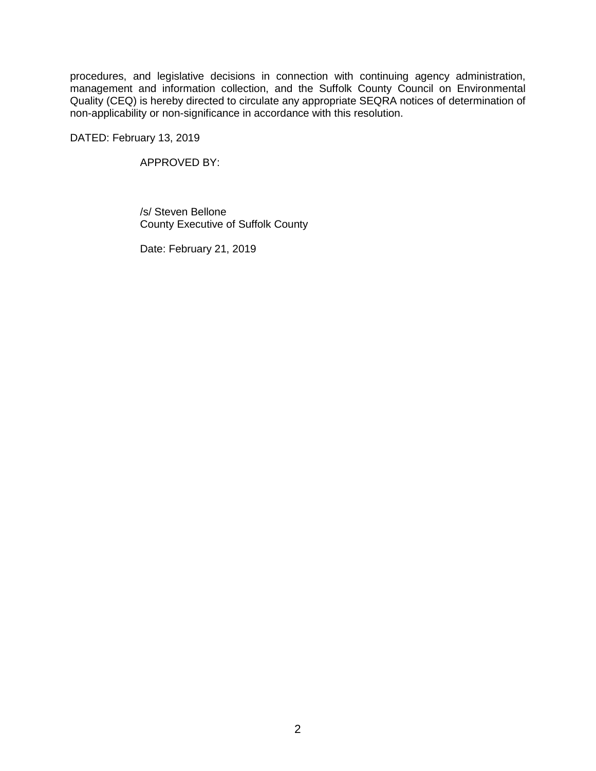procedures, and legislative decisions in connection with continuing agency administration, management and information collection, and the Suffolk County Council on Environmental Quality (CEQ) is hereby directed to circulate any appropriate SEQRA notices of determination of non-applicability or non-significance in accordance with this resolution.

DATED: February 13, 2019

APPROVED BY:

/s/ Steven Bellone
County Executive of Suffolk County

Date: February 21, 2019